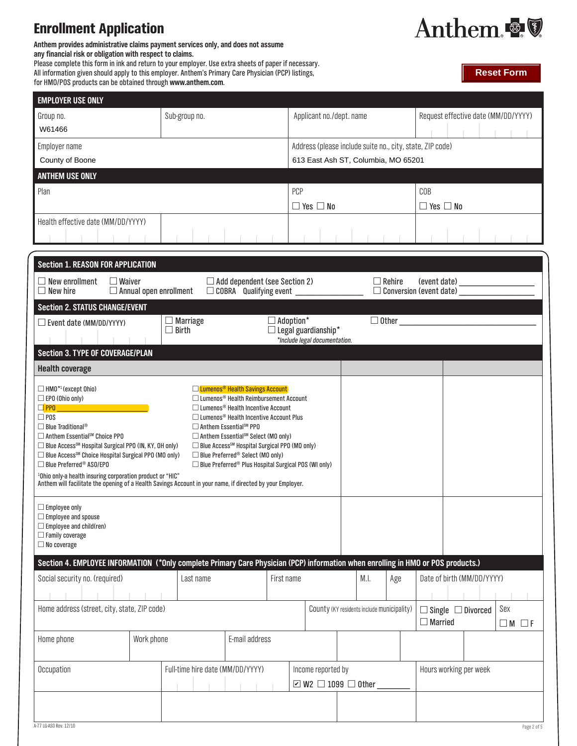# Enrollment Application

Anthem

**Anthem provides administrative claims payment services only, and does not assume any financial risk or obligation with respect to claims.**

Please complete this form in ink and return to your employer. Use extra sheets of paper if necessary. All information given should apply to this employer. Anthem's Primary Care Physician (PCP) listings, for HMO/POS products can be obtained through **www.anthem.com**.

Reset Form

## EMPLOYER USE ONLY

| Group no. | Sub-group no. | Applicant no./dept. name | Request effective date (MM/DD/YYYY) |
|---|---|---|---|
| W61466 | | | |

| Employer name | Address (please include suite no., city, state, ZIP code) |
|---|---|
| County of Boone | 613 East Ash ST, Columbia, MO 65201 |

## ANTHEM USE ONLY

| Plan | PCP | COB |
|---|---|---|
| | ☐ Yes ☐ No | ☐ Yes ☐ No |
| Health effective date (MM/DD/YYYY) | | |

## Section 1. REASON FOR APPLICATION

☐ New enrollment ☐ Waiver ☐ Add dependent (see Section 2) ☐ Rehire (event date) ____________
☐ New hire ☐ Annual open enrollment ☐ COBRA Qualifying event ____________ ☐ Conversion (event date) ____________

## Section 2. STATUS CHANGE/EVENT

☐ Event date (MM/DD/YYYY) ☐ Marriage ☐ Birth ☐ Adoption* ☐ Legal guardianship* ☐ Other ____________

*Include legal documentation.*

## Section 3. TYPE OF COVERAGE/PLAN

### Health coverage

- ☐ HMO*[1] (except Ohio)
- ☐ EPO (Ohio only)
- ☐ PPO ____________
- ☐ POS
- ☐ Blue Traditional®
- ☐ Anthem Essential℠ Choice PPO
- ☐ Blue Access℠ Hospital Surgical PPO (IN, KY, OH only)
- ☐ Blue Access℠ Choice Hospital Surgical PPO (MO only)
- ☐ Blue Preferred® ASO/EPO
- ☐ Lumenos® Health Savings Account
- ☐ Lumenos® Health Reimbursement Account
- ☐ Lumenos® Health Incentive Account
- ☐ Lumenos® Health Incentive Account Plus
- ☐ Anthem Essential℠ PPO
- ☐ Anthem Essential℠ Select (MO only)
- ☐ Blue Access℠ Hospital Surgical PPO (MO only)
- ☐ Blue Preferred® Select (MO only)
- ☐ Blue Preferred® Plus Hospital Surgical POS (WI only)

[1]Ohio only-a health insuring corporation product or "HIC"
Anthem will facilitate the opening of a Health Savings Account in your name, if directed by your Employer.

- ☐ Employee only
- ☐ Employee and spouse
- ☐ Employee and child(ren)
- ☐ Family coverage
- ☐ No coverage

## Section 4. EMPLOYEE INFORMATION (*Only complete Primary Care Physician (PCP) information when enrolling in HMO or POS products.)

| Social security no. (required) | Last name | First name | M.I. | Age | Date of birth (MM/DD/YYYY) |
|---|---|---|---|---|---|
| | | | | | |

| Home address (street, city, state, ZIP code) | County (KY residents include municipality) | ☐ Single ☐ Divorced ☐ Married | Sex ☐ M ☐ F |
|---|---|---|---|
| | | | |

| Home phone | Work phone | E-mail address |
|---|---|---|
| | | |

| Occupation | Full-time hire date (MM/DD/YYYY) | Income reported by | Hours working per week |
|---|---|---|---|
| | | ☑ W2 ☐ 1099 ☐ Other ______ | |

A-77 LG-ASO Rev. 12/10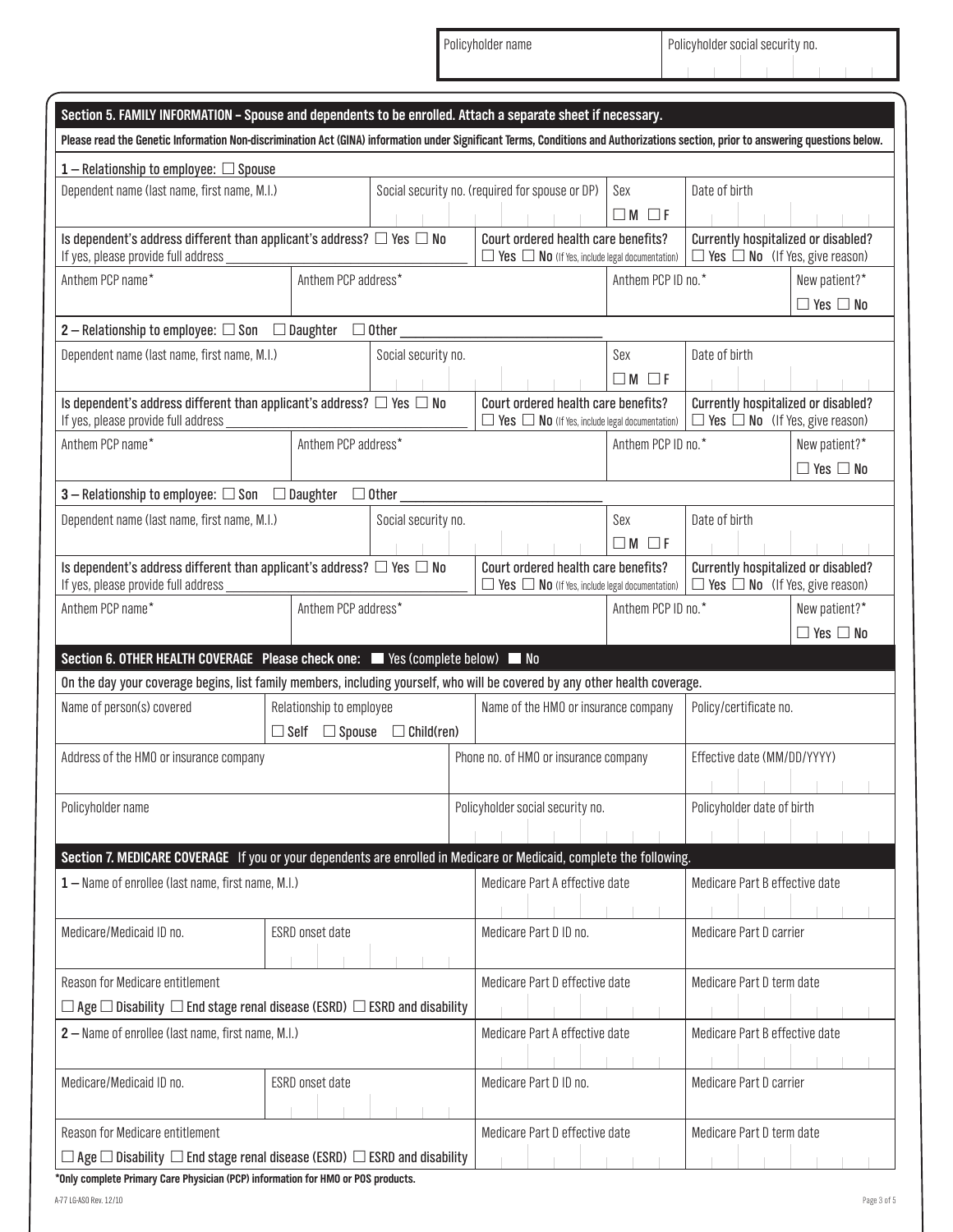| Policyholder name | Policyholder social security no. |
| --- | --- |
| | |

## Section 5. FAMILY INFORMATION – Spouse and dependents to be enrolled. Attach a separate sheet if necessary.

**Please read the Genetic Information Non-discrimination Act (GINA) information under Significant Terms, Conditions and Authorizations section, prior to answering questions below.**

**1** – Relationship to employee: ☐ Spouse

| Dependent name (last name, first name, M.I.) | Social security no. (required for spouse or DP) | Sex ☐ M ☐ F | Date of birth |
| --- | --- | --- | --- |
| Is dependent's address different than applicant's address? ☐ Yes ☐ No If yes, please provide full address | Court ordered health care benefits? ☐ Yes ☐ No (If Yes, include legal documentation) | Currently hospitalized or disabled? ☐ Yes ☐ No (If Yes, give reason) | |
| Anthem PCP name* | Anthem PCP address* | Anthem PCP ID no.* | New patient?* ☐ Yes ☐ No |

**2** – Relationship to employee: ☐ Son ☐ Daughter ☐ Other ____________

| Dependent name (last name, first name, M.I.) | Social security no. | Sex ☐ M ☐ F | Date of birth |
| --- | --- | --- | --- |
| Is dependent's address different than applicant's address? ☐ Yes ☐ No If yes, please provide full address | Court ordered health care benefits? ☐ Yes ☐ No (If Yes, include legal documentation) | Currently hospitalized or disabled? ☐ Yes ☐ No (If Yes, give reason) | |
| Anthem PCP name* | Anthem PCP address* | Anthem PCP ID no.* | New patient?* ☐ Yes ☐ No |

**3** – Relationship to employee: ☐ Son ☐ Daughter ☐ Other ____________

| Dependent name (last name, first name, M.I.) | Social security no. | Sex ☐ M ☐ F | Date of birth |
| --- | --- | --- | --- |
| Is dependent's address different than applicant's address? ☐ Yes ☐ No If yes, please provide full address | Court ordered health care benefits? ☐ Yes ☐ No (If Yes, include legal documentation) | Currently hospitalized or disabled? ☐ Yes ☐ No (If Yes, give reason) | |
| Anthem PCP name* | Anthem PCP address* | Anthem PCP ID no.* | New patient?* ☐ Yes ☐ No |

## Section 6. OTHER HEALTH COVERAGE Please check one: ☐ Yes (complete below) ☐ No

On the day your coverage begins, list family members, including yourself, who will be covered by any other health coverage.

| Name of person(s) covered | Relationship to employee ☐ Self ☐ Spouse ☐ Child(ren) | Name of the HMO or insurance company | Policy/certificate no. |
| --- | --- | --- | --- |
| Address of the HMO or insurance company | | Phone no. of HMO or insurance company | Effective date (MM/DD/YYYY) |
| Policyholder name | | Policyholder social security no. | Policyholder date of birth |

## Section 7. MEDICARE COVERAGE If you or your dependents are enrolled in Medicare or Medicaid, complete the following.

| 1 – Name of enrollee (last name, first name, M.I.) | | Medicare Part A effective date | Medicare Part B effective date |
| --- | --- | --- | --- |
| Medicare/Medicaid ID no. | ESRD onset date | Medicare Part D ID no. | Medicare Part D carrier |
| Reason for Medicare entitlement ☐ Age ☐ Disability ☐ End stage renal disease (ESRD) ☐ ESRD and disability | | Medicare Part D effective date | Medicare Part D term date |

| 2 – Name of enrollee (last name, first name, M.I.) | | Medicare Part A effective date | Medicare Part B effective date |
| --- | --- | --- | --- |
| Medicare/Medicaid ID no. | ESRD onset date | Medicare Part D ID no. | Medicare Part D carrier |
| Reason for Medicare entitlement ☐ Age ☐ Disability ☐ End stage renal disease (ESRD) ☐ ESRD and disability | | Medicare Part D effective date | Medicare Part D term date |

**\*Only complete Primary Care Physician (PCP) information for HMO or POS products.**

A-77 LG-ASO Rev. 12/10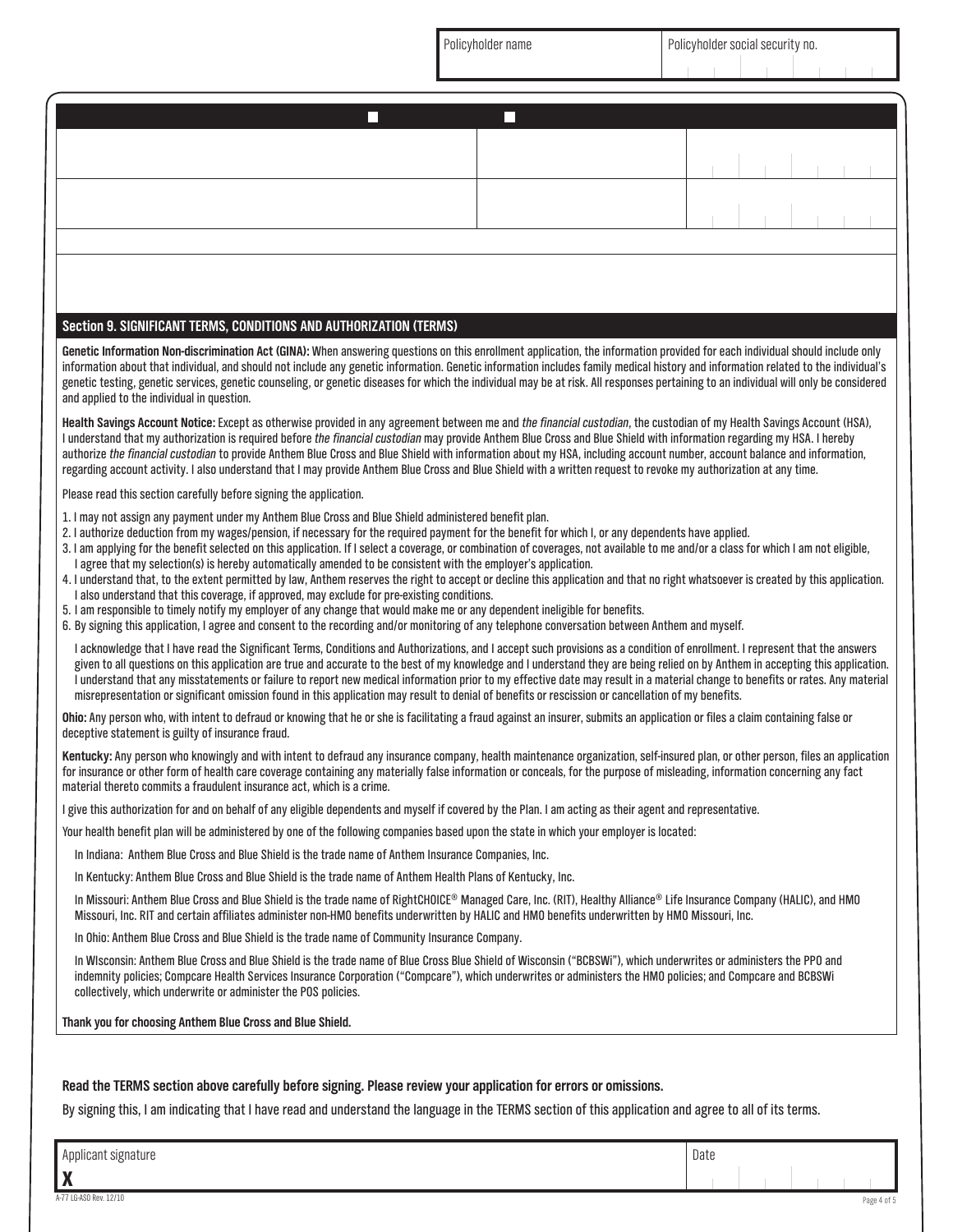| Policyholder name | Policyholder social security no. |
| --- | --- |
| | |

## Section 9. SIGNIFICANT TERMS, CONDITIONS AND AUTHORIZATION (TERMS)

**Genetic Information Non-discrimination Act (GINA):** When answering questions on this enrollment application, the information provided for each individual should include only information about that individual, and should not include any genetic information. Genetic information includes family medical history and information related to the individual's genetic testing, genetic services, genetic counseling, or genetic diseases for which the individual may be at risk. All responses pertaining to an individual will only be considered and applied to the individual in question.

**Health Savings Account Notice:** Except as otherwise provided in any agreement between me and *the financial custodian*, the custodian of my Health Savings Account (HSA), I understand that my authorization is required before *the financial custodian* may provide Anthem Blue Cross and Blue Shield with information regarding my HSA. I hereby authorize *the financial custodian* to provide Anthem Blue Cross and Blue Shield with information about my HSA, including account number, account balance and information, regarding account activity. I also understand that I may provide Anthem Blue Cross and Blue Shield with a written request to revoke my authorization at any time.

Please read this section carefully before signing the application.

1. I may not assign any payment under my Anthem Blue Cross and Blue Shield administered benefit plan.
2. I authorize deduction from my wages/pension, if necessary for the required payment for the benefit for which I, or any dependents have applied.
3. I am applying for the benefit selected on this application. If I select a coverage, or combination of coverages, not available to me and/or a class for which I am not eligible, I agree that my selection(s) is hereby automatically amended to be consistent with the employer's application.
4. I understand that, to the extent permitted by law, Anthem reserves the right to accept or decline this application and that no right whatsoever is created by this application. I also understand that this coverage, if approved, may exclude for pre-existing conditions.
5. I am responsible to timely notify my employer of any change that would make me or any dependent ineligible for benefits.
6. By signing this application, I agree and consent to the recording and/or monitoring of any telephone conversation between Anthem and myself.

I acknowledge that I have read the Significant Terms, Conditions and Authorizations, and I accept such provisions as a condition of enrollment. I represent that the answers given to all questions on this application are true and accurate to the best of my knowledge and I understand they are being relied on by Anthem in accepting this application. I understand that any misstatements or failure to report new medical information prior to my effective date may result in a material change to benefits or rates. Any material misrepresentation or significant omission found in this application may result to denial of benefits or rescission or cancellation of my benefits.

**Ohio:** Any person who, with intent to defraud or knowing that he or she is facilitating a fraud against an insurer, submits an application or files a claim containing false or deceptive statement is guilty of insurance fraud.

**Kentucky:** Any person who knowingly and with intent to defraud any insurance company, health maintenance organization, self-insured plan, or other person, files an application for insurance or other form of health care coverage containing any materially false information or conceals, for the purpose of misleading, information concerning any fact material thereto commits a fraudulent insurance act, which is a crime.

I give this authorization for and on behalf of any eligible dependents and myself if covered by the Plan. I am acting as their agent and representative.

Your health benefit plan will be administered by one of the following companies based upon the state in which your employer is located:

In Indiana: Anthem Blue Cross and Blue Shield is the trade name of Anthem Insurance Companies, Inc.

In Kentucky: Anthem Blue Cross and Blue Shield is the trade name of Anthem Health Plans of Kentucky, Inc.

In Missouri: Anthem Blue Cross and Blue Shield is the trade name of RightCHOICE® Managed Care, Inc. (RIT), Healthy Alliance® Life Insurance Company (HALIC), and HMO Missouri, Inc. RIT and certain affiliates administer non-HMO benefits underwritten by HALIC and HMO benefits underwritten by HMO Missouri, Inc.

In Ohio: Anthem Blue Cross and Blue Shield is the trade name of Community Insurance Company.

In WIsconsin: Anthem Blue Cross and Blue Shield is the trade name of Blue Cross Blue Shield of Wisconsin ("BCBSWi"), which underwrites or administers the PPO and indemnity policies; Compcare Health Services Insurance Corporation ("Compcare"), which underwrites or administers the HMO policies; and Compcare and BCBSWi collectively, which underwrite or administer the POS policies.

**Thank you for choosing Anthem Blue Cross and Blue Shield.**

**Read the TERMS section above carefully before signing. Please review your application for errors or omissions.**

By signing this, I am indicating that I have read and understand the language in the TERMS section of this application and agree to all of its terms.

| Applicant signature | Date |
| --- | --- |
| X | |

A-77 LG-ASO Rev. 12/10